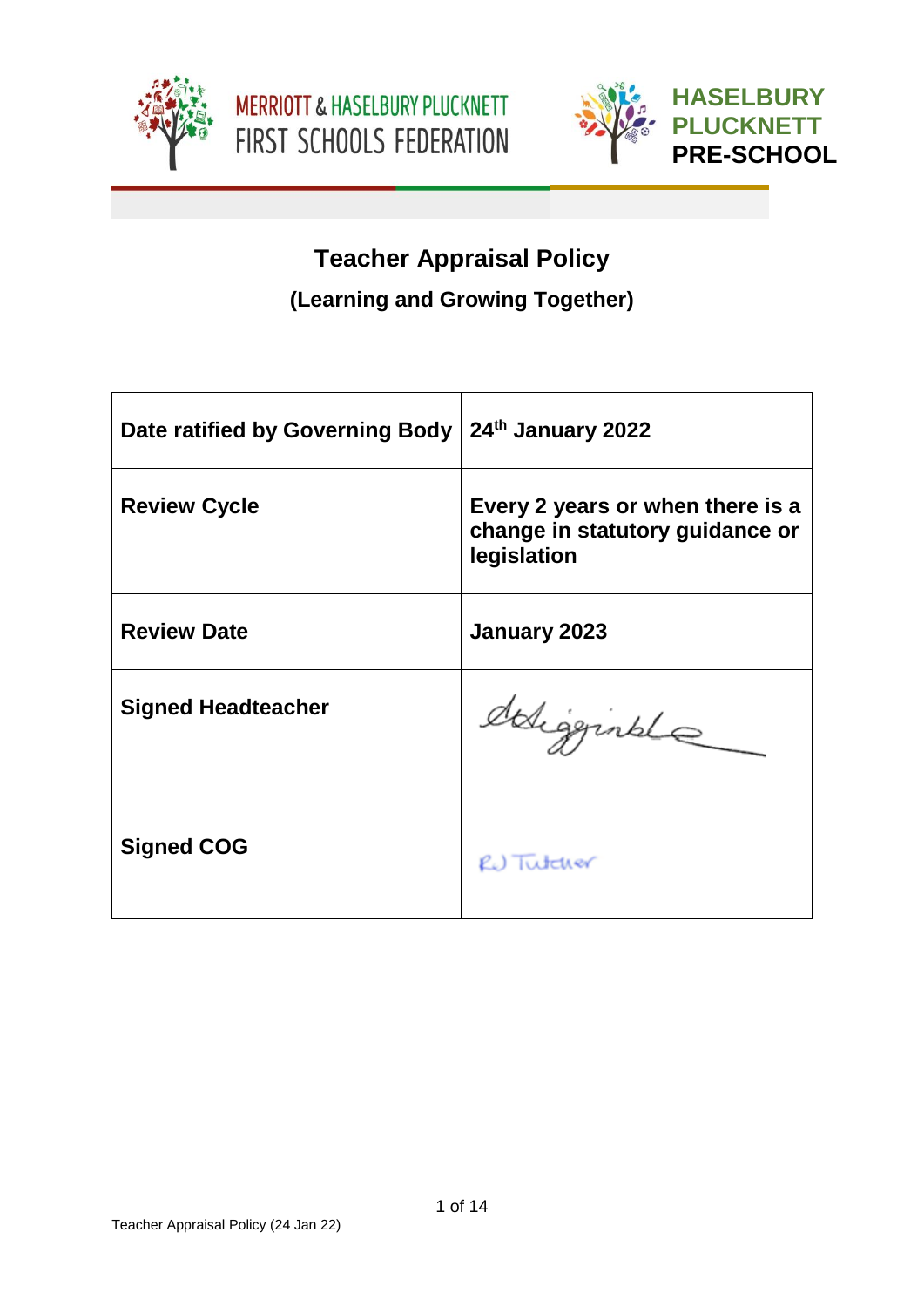MERRIOTT & HASELBURY PLUCKNETT FIRST SCHOOLS FEDERATION

HASELBURY PLUCKNETT PRE-SCHOOL

# Teacher Appraisal Policy

## (Learning and Growing Together)

| **Date ratified by Governing Body** | **24th January 2022** |
|---|---|
| **Review Cycle** | **Every 2 years or when there is a change in statutory guidance or legislation** |
| **Review Date** | **January 2023** |
| **Signed Headteacher** | *(signature)* |
| **Signed COG** | RJ Tutcher |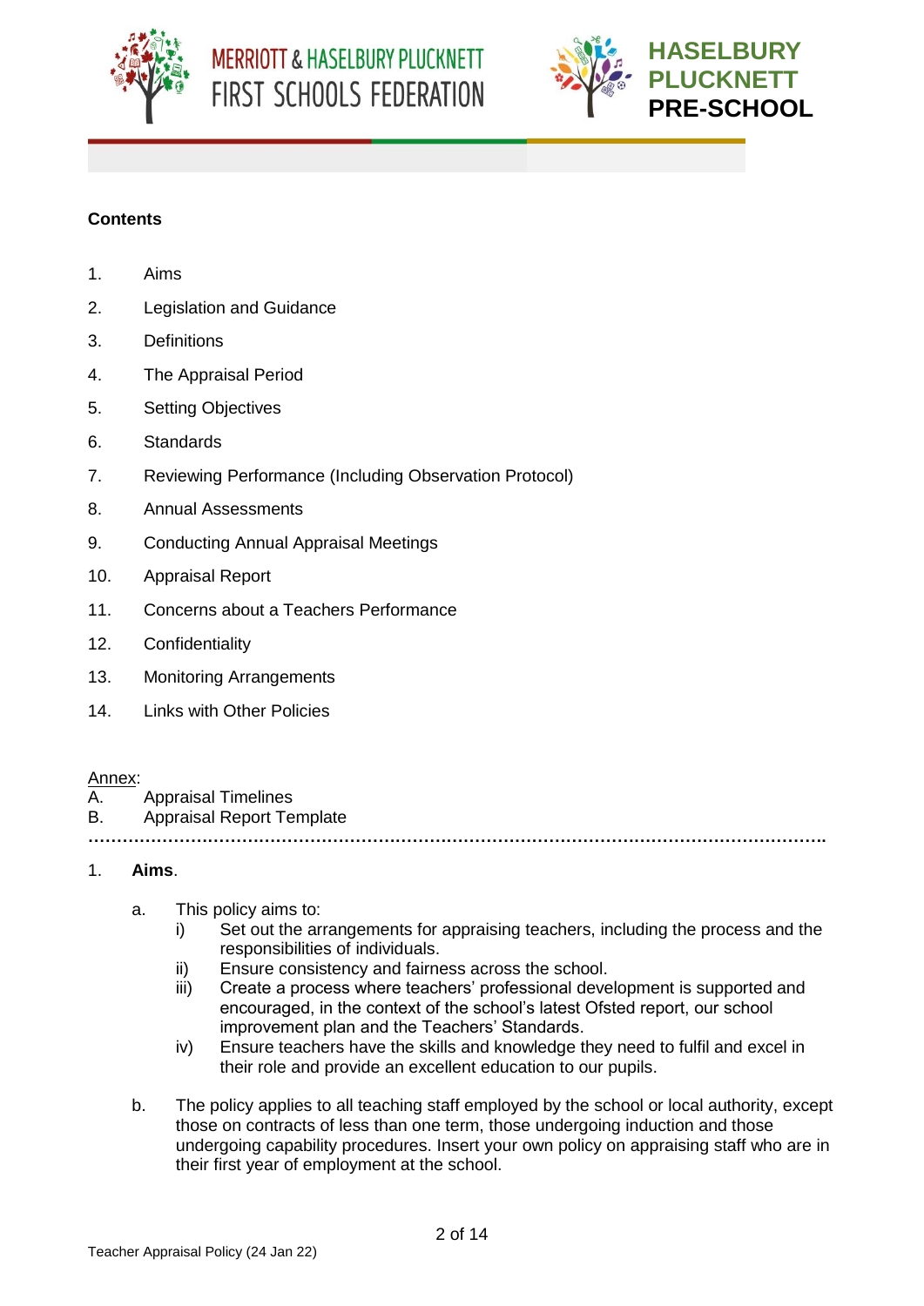**Contents**

1. Aims
2. Legislation and Guidance
3. Definitions
4. The Appraisal Period
5. Setting Objectives
6. Standards
7. Reviewing Performance (Including Observation Protocol)
8. Annual Assessments
9. Conducting Annual Appraisal Meetings
10. Appraisal Report
11. Concerns about a Teachers Performance
12. Confidentiality
13. Monitoring Arrangements
14. Links with Other Policies

Annex:

A. Appraisal Timelines
B. Appraisal Report Template

…………………………………………………………………………………………………………………

1. **Aims**.

   a. This policy aims to:

      i) Set out the arrangements for appraising teachers, including the process and the responsibilities of individuals.

      ii) Ensure consistency and fairness across the school.

      iii) Create a process where teachers' professional development is supported and encouraged, in the context of the school's latest Ofsted report, our school improvement plan and the Teachers' Standards.

      iv) Ensure teachers have the skills and knowledge they need to fulfil and excel in their role and provide an excellent education to our pupils.

   b. The policy applies to all teaching staff employed by the school or local authority, except those on contracts of less than one term, those undergoing induction and those undergoing capability procedures. Insert your own policy on appraising staff who are in their first year of employment at the school.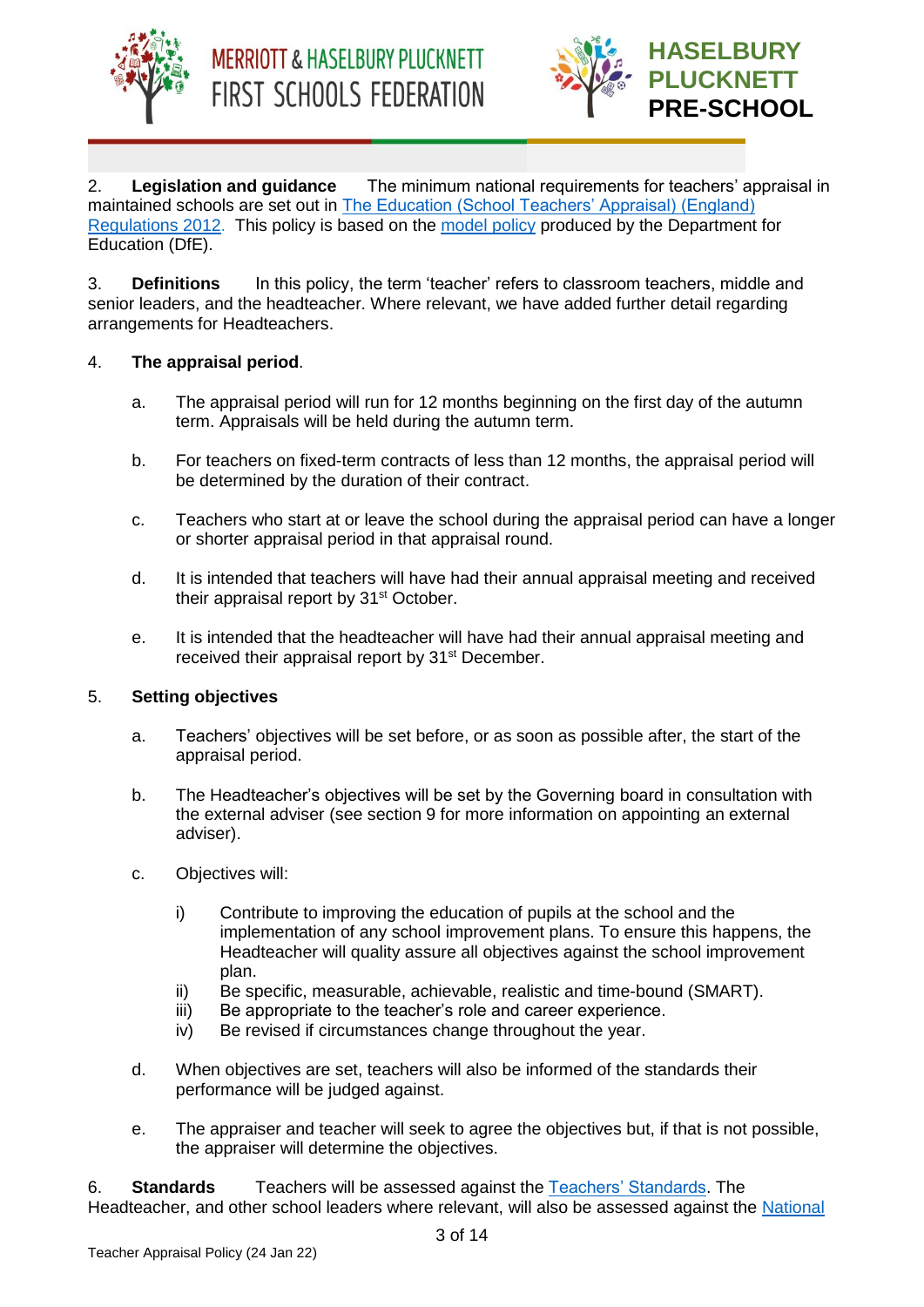2. **Legislation and guidance** The minimum national requirements for teachers' appraisal in maintained schools are set out in The Education (School Teachers' Appraisal) (England) Regulations 2012. This policy is based on the model policy produced by the Department for Education (DfE).

3. **Definitions** In this policy, the term 'teacher' refers to classroom teachers, middle and senior leaders, and the headteacher. Where relevant, we have added further detail regarding arrangements for Headteachers.

4. **The appraisal period**.

   a. The appraisal period will run for 12 months beginning on the first day of the autumn term. Appraisals will be held during the autumn term.

   b. For teachers on fixed-term contracts of less than 12 months, the appraisal period will be determined by the duration of their contract.

   c. Teachers who start at or leave the school during the appraisal period can have a longer or shorter appraisal period in that appraisal round.

   d. It is intended that teachers will have had their annual appraisal meeting and received their appraisal report by 31st October.

   e. It is intended that the headteacher will have had their annual appraisal meeting and received their appraisal report by 31st December.

5. **Setting objectives**

   a. Teachers' objectives will be set before, or as soon as possible after, the start of the appraisal period.

   b. The Headteacher's objectives will be set by the Governing board in consultation with the external adviser (see section 9 for more information on appointing an external adviser).

   c. Objectives will:

      i) Contribute to improving the education of pupils at the school and the implementation of any school improvement plans. To ensure this happens, the Headteacher will quality assure all objectives against the school improvement plan.
      ii) Be specific, measurable, achievable, realistic and time-bound (SMART).
      iii) Be appropriate to the teacher's role and career experience.
      iv) Be revised if circumstances change throughout the year.

   d. When objectives are set, teachers will also be informed of the standards their performance will be judged against.

   e. The appraiser and teacher will seek to agree the objectives but, if that is not possible, the appraiser will determine the objectives.

6. **Standards** Teachers will be assessed against the Teachers' Standards. The Headteacher, and other school leaders where relevant, will also be assessed against the National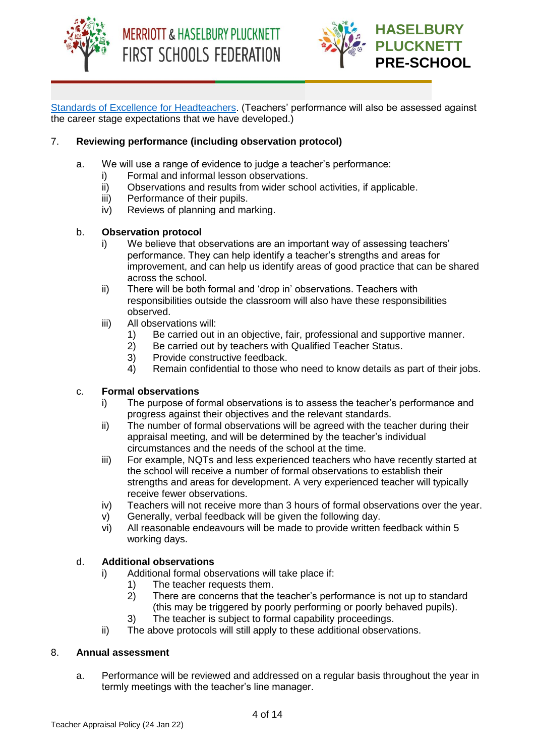[Standards of Excellence for Headteachers](). (Teachers' performance will also be assessed against the career stage expectations that we have developed.)

## 7. Reviewing performance (including observation protocol)

a. We will use a range of evidence to judge a teacher's performance:
   i) Formal and informal lesson observations.
   ii) Observations and results from wider school activities, if applicable.
   iii) Performance of their pupils.
   iv) Reviews of planning and marking.

b. **Observation protocol**
   i) We believe that observations are an important way of assessing teachers' performance. They can help identify a teacher's strengths and areas for improvement, and can help us identify areas of good practice that can be shared across the school.
   ii) There will be both formal and 'drop in' observations. Teachers with responsibilities outside the classroom will also have these responsibilities observed.
   iii) All observations will:
      1) Be carried out in an objective, fair, professional and supportive manner.
      2) Be carried out by teachers with Qualified Teacher Status.
      3) Provide constructive feedback.
      4) Remain confidential to those who need to know details as part of their jobs.

c. **Formal observations**
   i) The purpose of formal observations is to assess the teacher's performance and progress against their objectives and the relevant standards.
   ii) The number of formal observations will be agreed with the teacher during their appraisal meeting, and will be determined by the teacher's individual circumstances and the needs of the school at the time.
   iii) For example, NQTs and less experienced teachers who have recently started at the school will receive a number of formal observations to establish their strengths and areas for development. A very experienced teacher will typically receive fewer observations.
   iv) Teachers will not receive more than 3 hours of formal observations over the year.
   v) Generally, verbal feedback will be given the following day.
   vi) All reasonable endeavours will be made to provide written feedback within 5 working days.

d. **Additional observations**
   i) Additional formal observations will take place if:
      1) The teacher requests them.
      2) There are concerns that the teacher's performance is not up to standard (this may be triggered by poorly performing or poorly behaved pupils).
      3) The teacher is subject to formal capability proceedings.
   ii) The above protocols will still apply to these additional observations.

## 8. Annual assessment

a. Performance will be reviewed and addressed on a regular basis throughout the year in termly meetings with the teacher's line manager.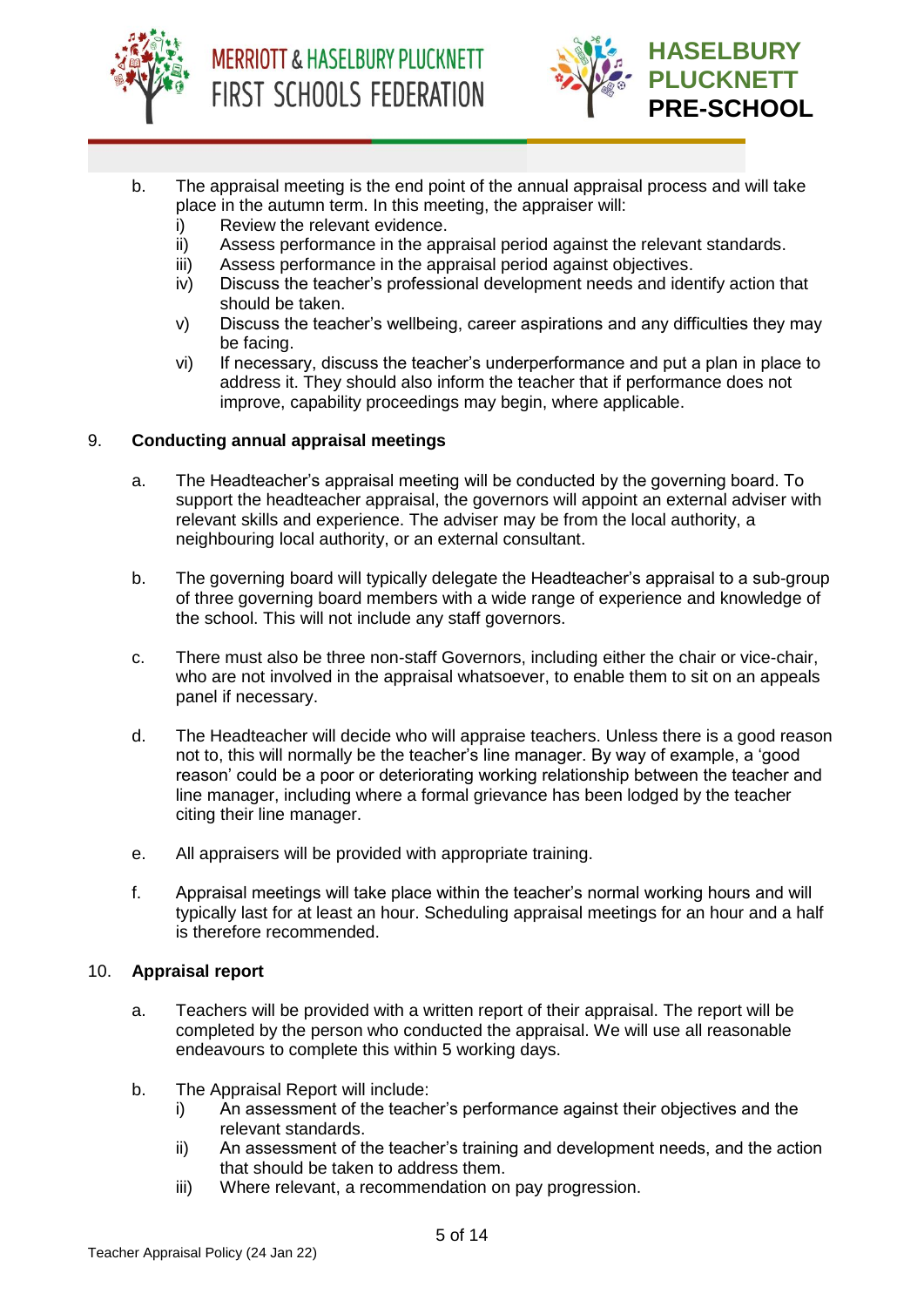b. The appraisal meeting is the end point of the annual appraisal process and will take place in the autumn term. In this meeting, the appraiser will:
   i) Review the relevant evidence.
   ii) Assess performance in the appraisal period against the relevant standards.
   iii) Assess performance in the appraisal period against objectives.
   iv) Discuss the teacher's professional development needs and identify action that should be taken.
   v) Discuss the teacher's wellbeing, career aspirations and any difficulties they may be facing.
   vi) If necessary, discuss the teacher's underperformance and put a plan in place to address it. They should also inform the teacher that if performance does not improve, capability proceedings may begin, where applicable.

## 9. Conducting annual appraisal meetings

a. The Headteacher's appraisal meeting will be conducted by the governing board. To support the headteacher appraisal, the governors will appoint an external adviser with relevant skills and experience. The adviser may be from the local authority, a neighbouring local authority, or an external consultant.

b. The governing board will typically delegate the Headteacher's appraisal to a sub-group of three governing board members with a wide range of experience and knowledge of the school. This will not include any staff governors.

c. There must also be three non-staff Governors, including either the chair or vice-chair, who are not involved in the appraisal whatsoever, to enable them to sit on an appeals panel if necessary.

d. The Headteacher will decide who will appraise teachers. Unless there is a good reason not to, this will normally be the teacher's line manager. By way of example, a 'good reason' could be a poor or deteriorating working relationship between the teacher and line manager, including where a formal grievance has been lodged by the teacher citing their line manager.

e. All appraisers will be provided with appropriate training.

f. Appraisal meetings will take place within the teacher's normal working hours and will typically last for at least an hour. Scheduling appraisal meetings for an hour and a half is therefore recommended.

## 10. Appraisal report

a. Teachers will be provided with a written report of their appraisal. The report will be completed by the person who conducted the appraisal. We will use all reasonable endeavours to complete this within 5 working days.

b. The Appraisal Report will include:
   i) An assessment of the teacher's performance against their objectives and the relevant standards.
   ii) An assessment of the teacher's training and development needs, and the action that should be taken to address them.
   iii) Where relevant, a recommendation on pay progression.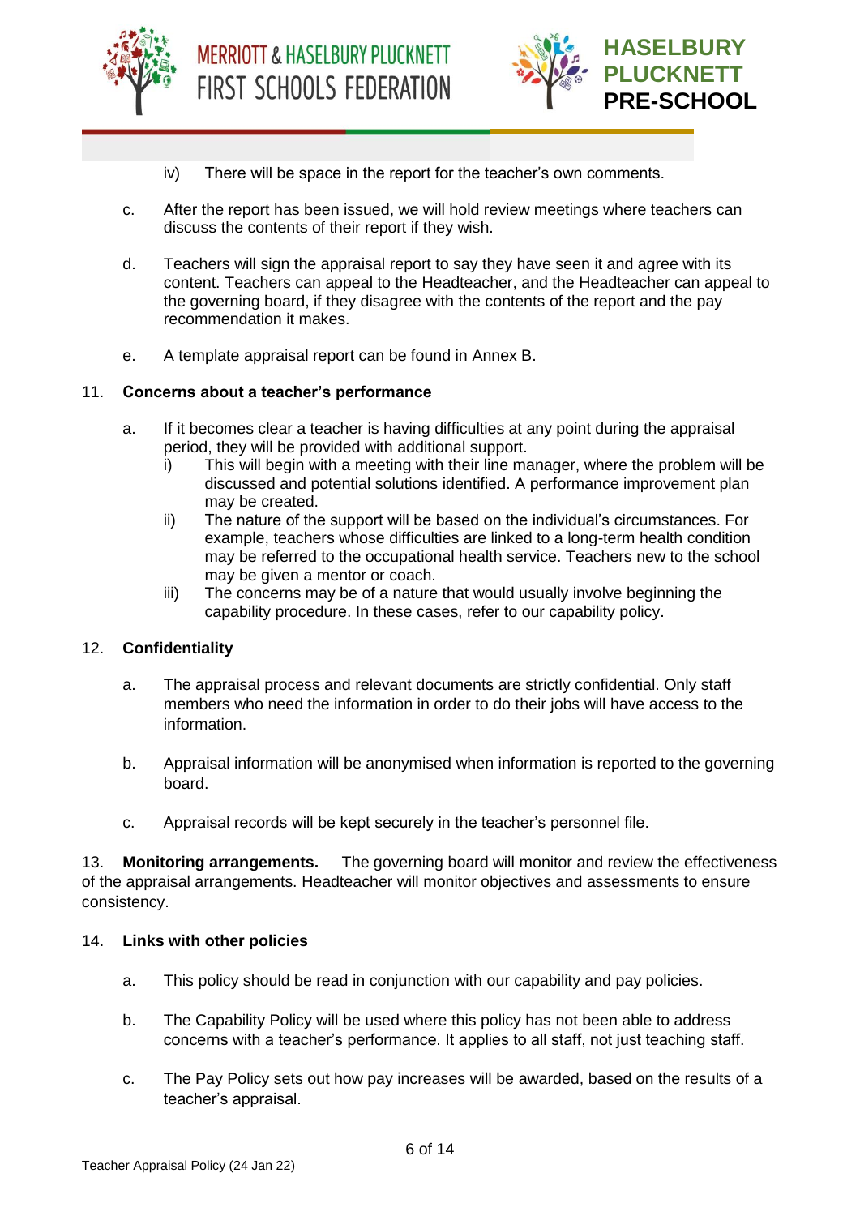iv) There will be space in the report for the teacher's own comments.

c. After the report has been issued, we will hold review meetings where teachers can discuss the contents of their report if they wish.

d. Teachers will sign the appraisal report to say they have seen it and agree with its content. Teachers can appeal to the Headteacher, and the Headteacher can appeal to the governing board, if they disagree with the contents of the report and the pay recommendation it makes.

e. A template appraisal report can be found in Annex B.

## 11. Concerns about a teacher's performance

a. If it becomes clear a teacher is having difficulties at any point during the appraisal period, they will be provided with additional support.
   i) This will begin with a meeting with their line manager, where the problem will be discussed and potential solutions identified. A performance improvement plan may be created.
   ii) The nature of the support will be based on the individual's circumstances. For example, teachers whose difficulties are linked to a long-term health condition may be referred to the occupational health service. Teachers new to the school may be given a mentor or coach.
   iii) The concerns may be of a nature that would usually involve beginning the capability procedure. In these cases, refer to our capability policy.

## 12. Confidentiality

a. The appraisal process and relevant documents are strictly confidential. Only staff members who need the information in order to do their jobs will have access to the information.

b. Appraisal information will be anonymised when information is reported to the governing board.

c. Appraisal records will be kept securely in the teacher's personnel file.

13. **Monitoring arrangements.** The governing board will monitor and review the effectiveness of the appraisal arrangements. Headteacher will monitor objectives and assessments to ensure consistency.

## 14. Links with other policies

a. This policy should be read in conjunction with our capability and pay policies.

b. The Capability Policy will be used where this policy has not been able to address concerns with a teacher's performance. It applies to all staff, not just teaching staff.

c. The Pay Policy sets out how pay increases will be awarded, based on the results of a teacher's appraisal.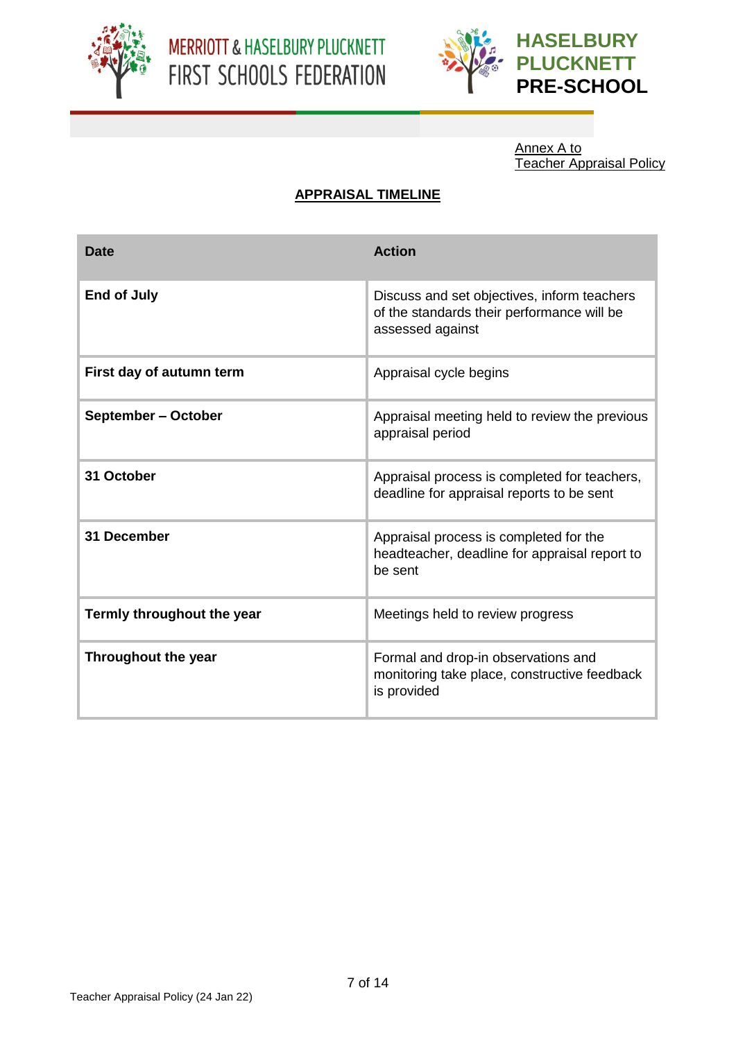Annex A to
Teacher Appraisal Policy

## APPRAISAL TIMELINE

| Date | Action |
| --- | --- |
| **End of July** | Discuss and set objectives, inform teachers of the standards their performance will be assessed against |
| **First day of autumn term** | Appraisal cycle begins |
| **September – October** | Appraisal meeting held to review the previous appraisal period |
| **31 October** | Appraisal process is completed for teachers, deadline for appraisal reports to be sent |
| **31 December** | Appraisal process is completed for the headteacher, deadline for appraisal report to be sent |
| **Termly throughout the year** | Meetings held to review progress |
| **Throughout the year** | Formal and drop-in observations and monitoring take place, constructive feedback is provided |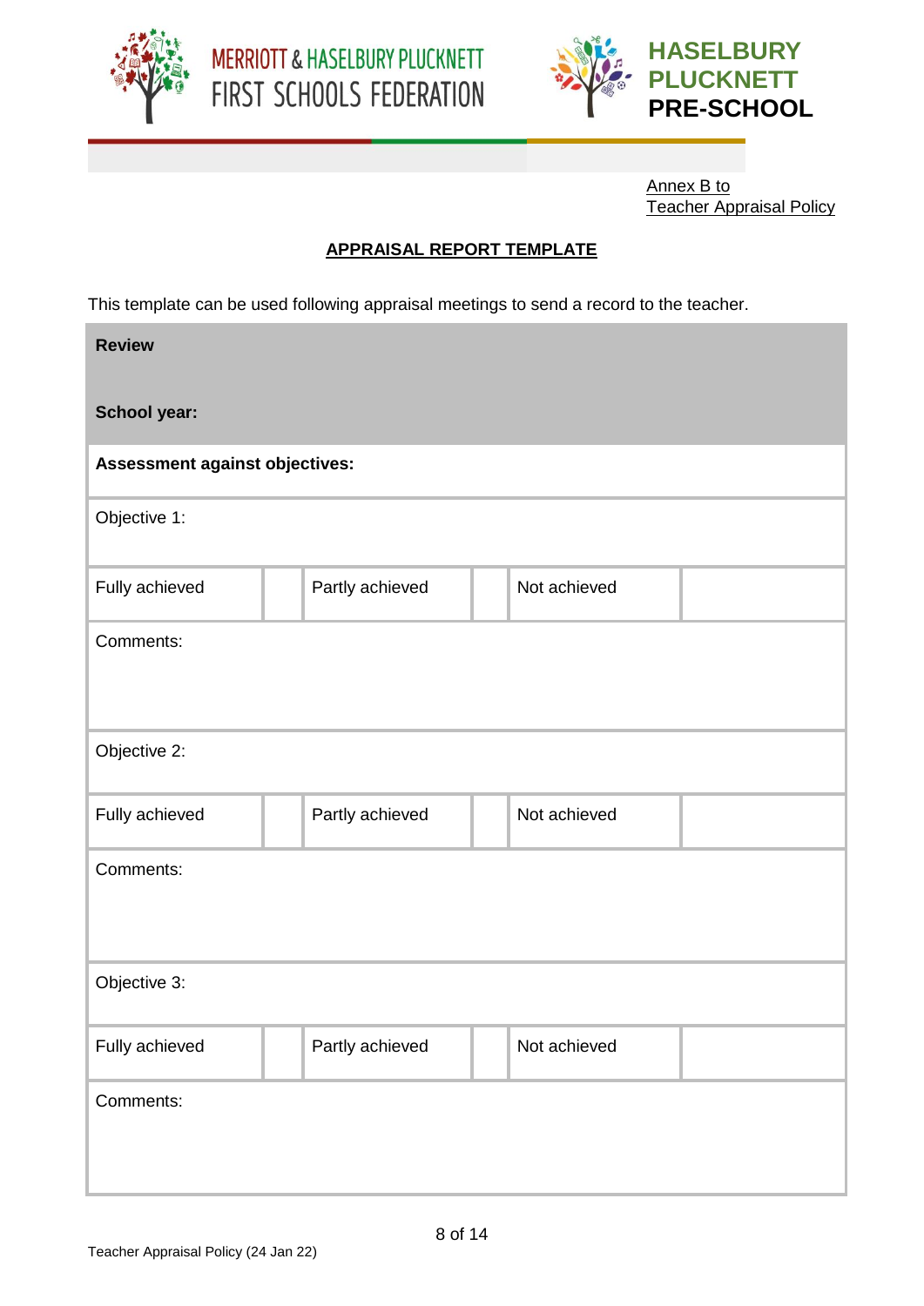Annex B to
Teacher Appraisal Policy

## APPRAISAL REPORT TEMPLATE

This template can be used following appraisal meetings to send a record to the teacher.

| **Review**<br><br>**School year:** | | | | | |
|---|---|---|---|---|---|
| **Assessment against objectives:** | | | | | |
| Objective 1: | | | | | |
| Fully achieved | | Partly achieved | | Not achieved | |
| Comments: | | | | | |
| Objective 2: | | | | | |
| Fully achieved | | Partly achieved | | Not achieved | |
| Comments: | | | | | |
| Objective 3: | | | | | |
| Fully achieved | | Partly achieved | | Not achieved | |
| Comments: | | | | | |

Teacher Appraisal Policy (24 Jan 22)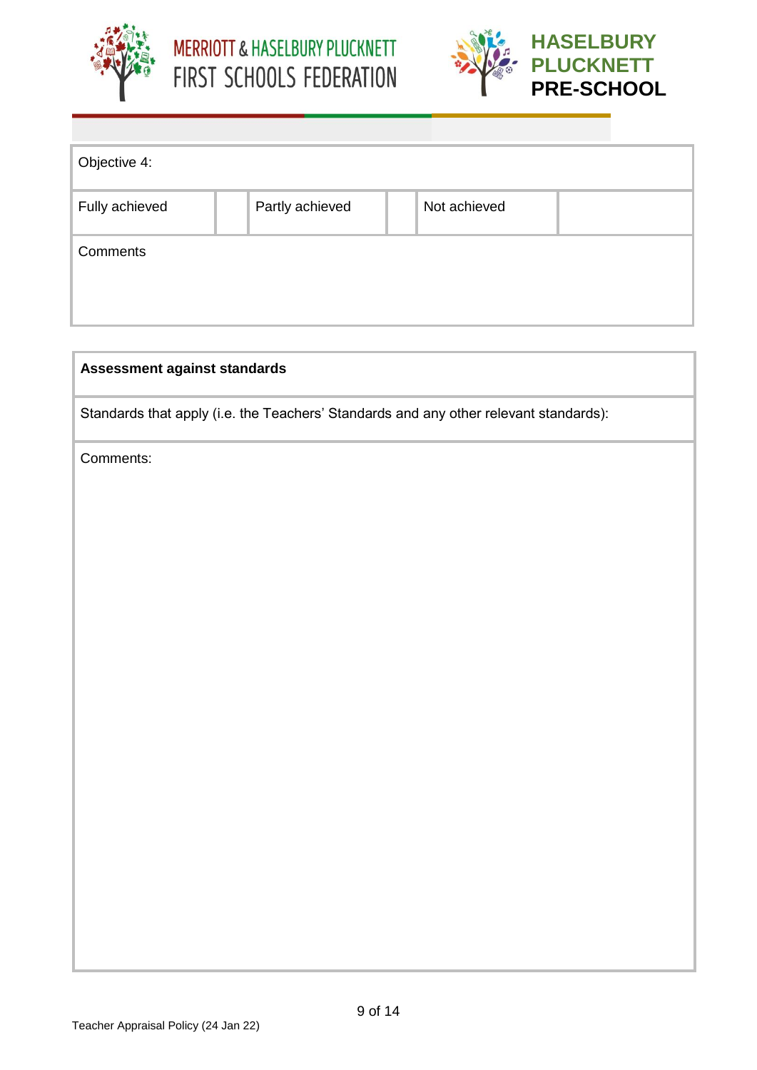| Objective 4: | | | | | |
|---|---|---|---|---|---|
| Fully achieved | | Partly achieved | | Not achieved | |
| Comments | | | | | |

| **Assessment against standards** |
|---|
| Standards that apply (i.e. the Teachers' Standards and any other relevant standards): |
| Comments: |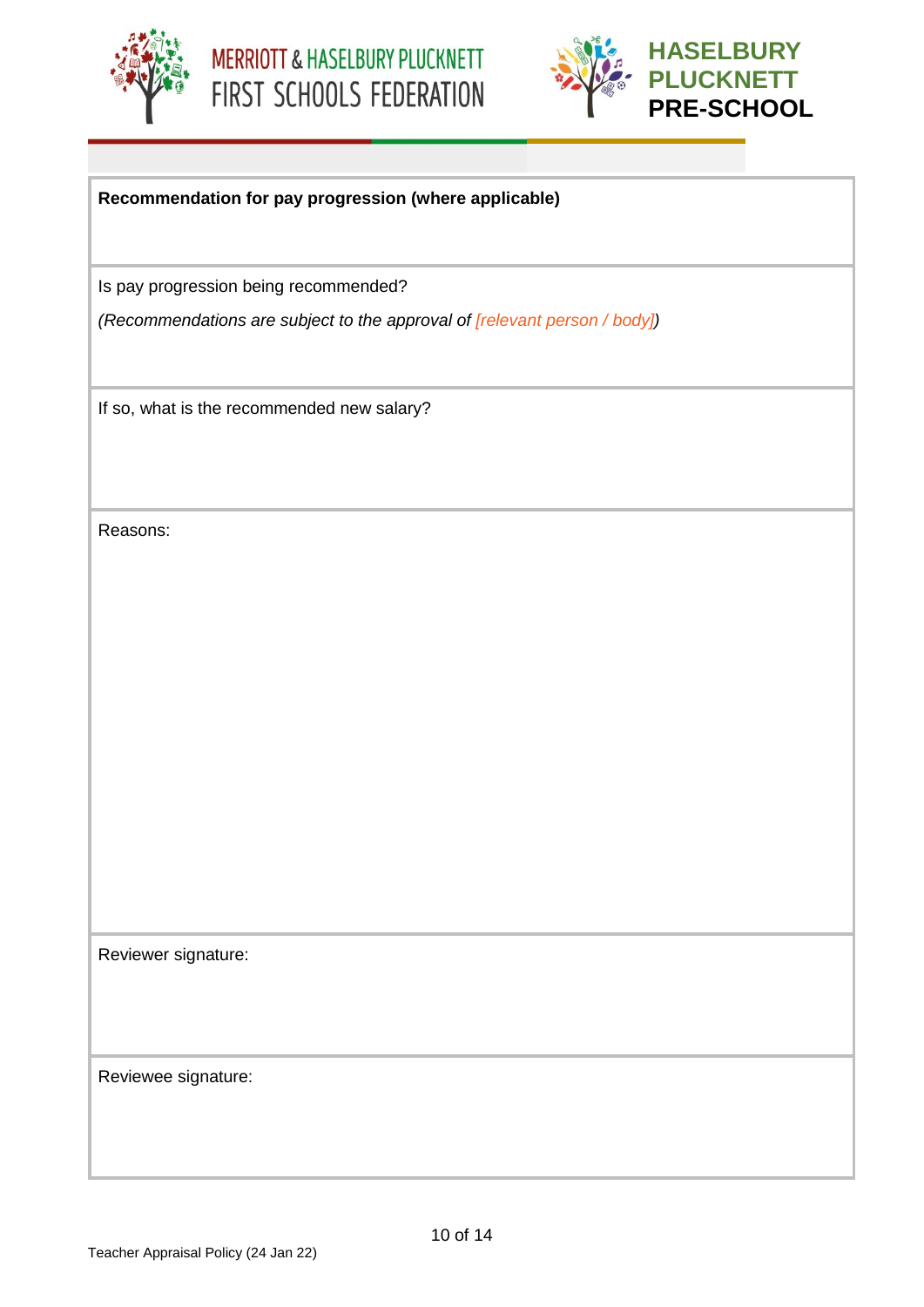| **Recommendation for pay progression (where applicable)** |
|---|
| Is pay progression being recommended?<br><br>*(Recommendations are subject to the approval of [relevant person / body])* |
| If so, what is the recommended new salary? |
| Reasons: |
| Reviewer signature: |
| Reviewee signature: |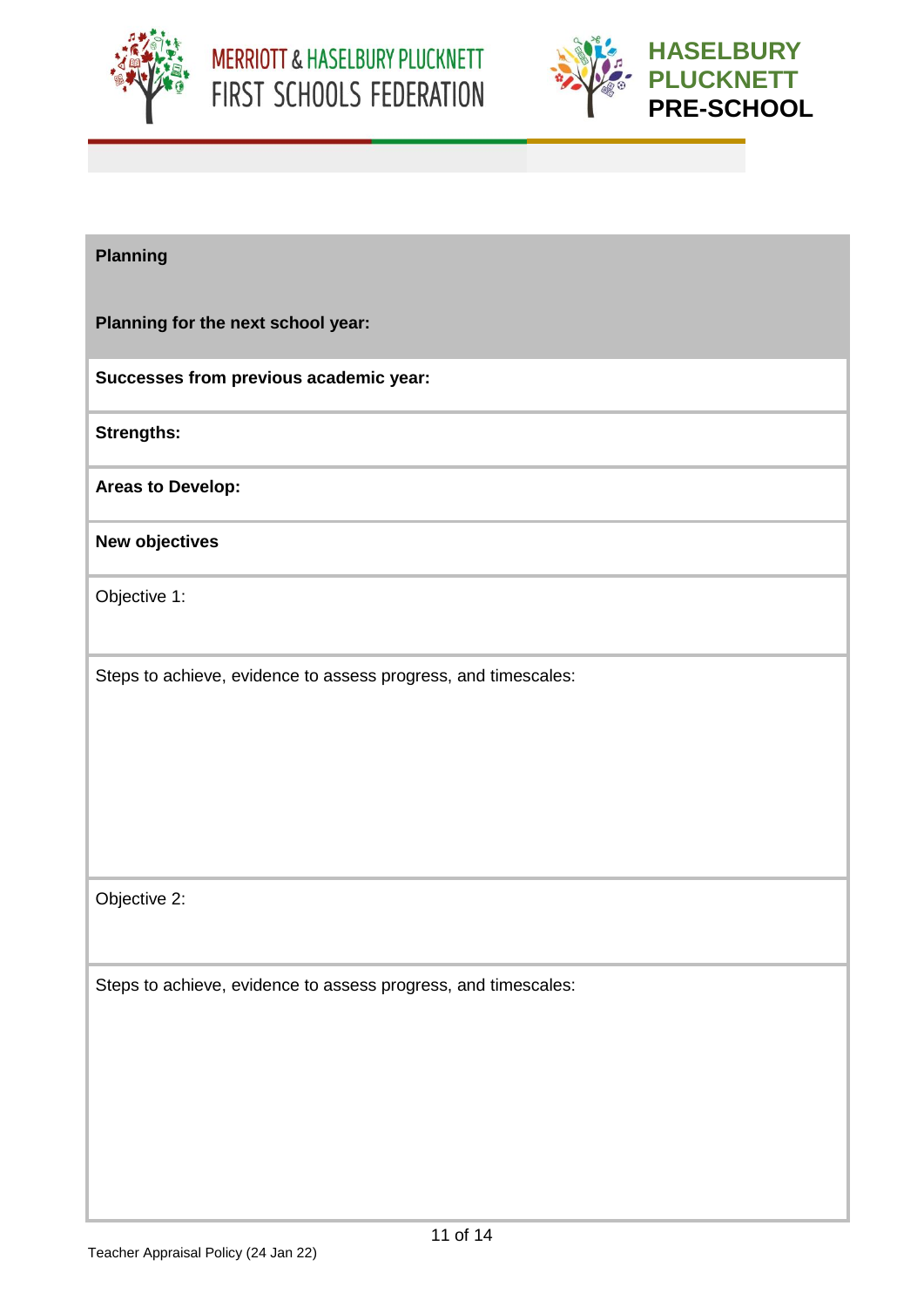| **Planning** |
|---|
| **Planning for the next school year:** |
| **Successes from previous academic year:** |
| **Strengths:** |
| **Areas to Develop:** |
| **New objectives** |
| Objective 1: |
| Steps to achieve, evidence to assess progress, and timescales: |
| Objective 2: |
| Steps to achieve, evidence to assess progress, and timescales: |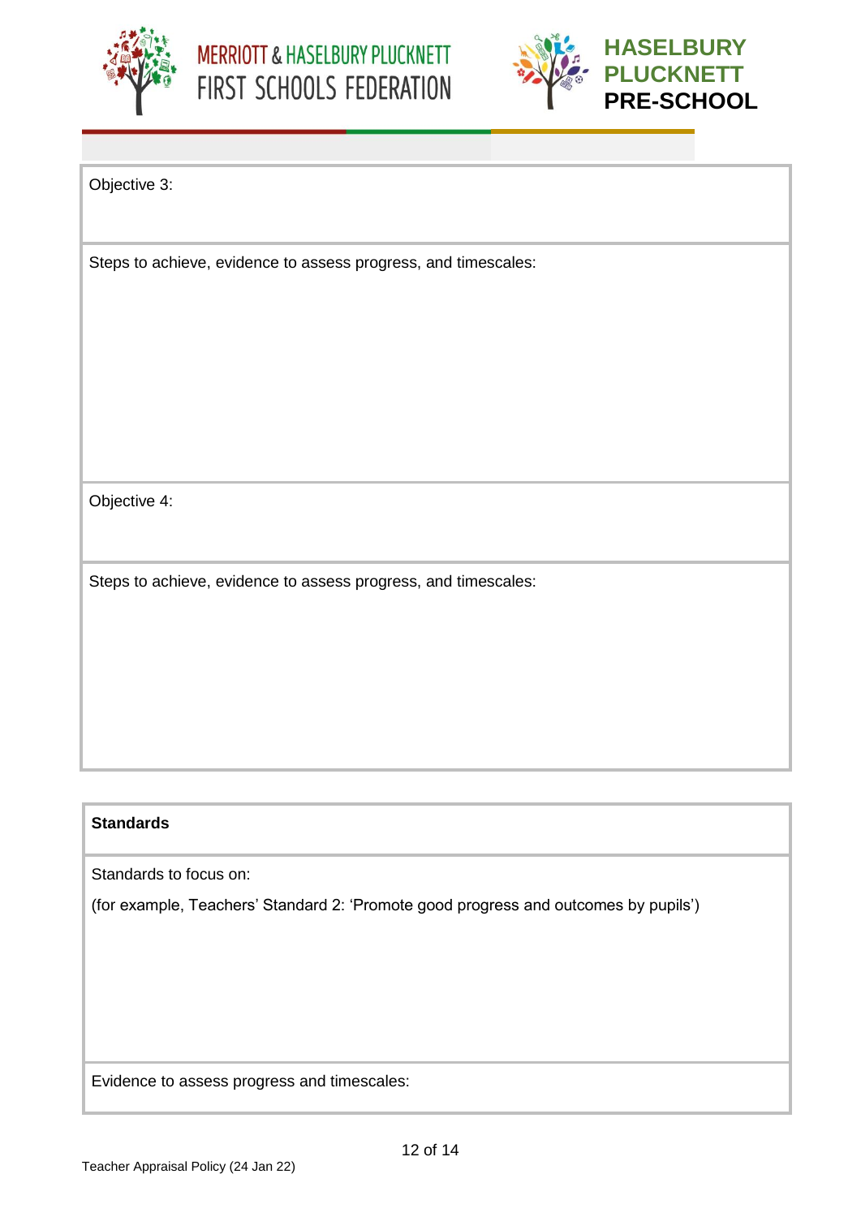| Objective 3: |
| --- |
| Steps to achieve, evidence to assess progress, and timescales: |
| Objective 4: |
| Steps to achieve, evidence to assess progress, and timescales: |

| **Standards** |
| --- |
| Standards to focus on:<br><br>(for example, Teachers' Standard 2: 'Promote good progress and outcomes by pupils') |
| Evidence to assess progress and timescales: |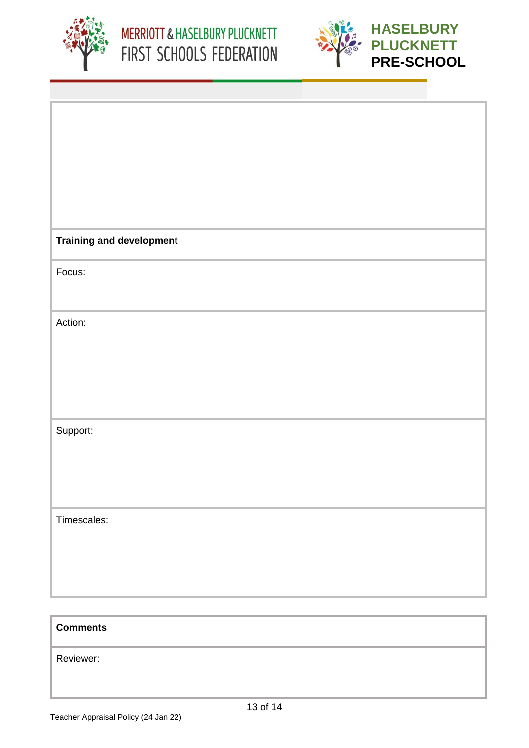| |
|---|
| |
| **Training and development** |
| Focus: |
| Action: |
| Support: |
| Timescales: |

| **Comments** |
|---|
| Reviewer: |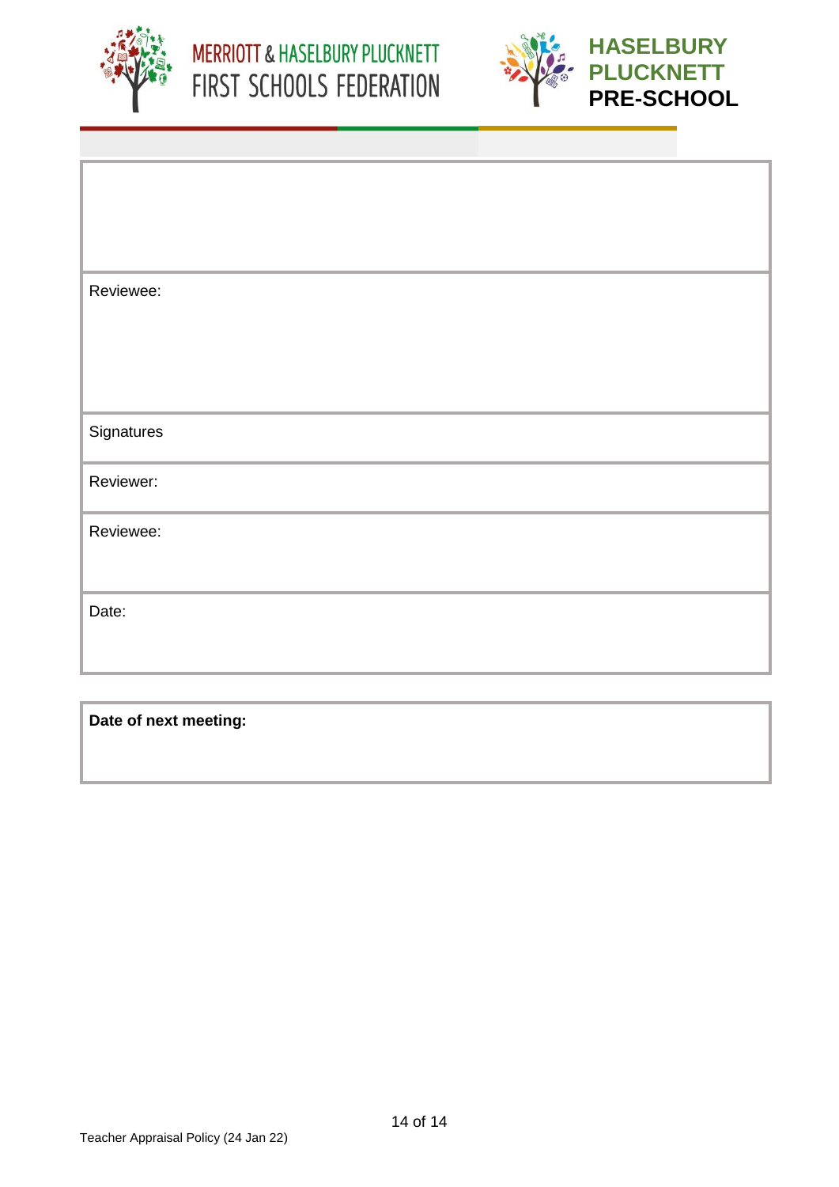| |
|---|
| |
| Reviewee: |
| Signatures |
| Reviewer: |
| Reviewee: |
| Date: |

| |
|---|
| **Date of next meeting:** |